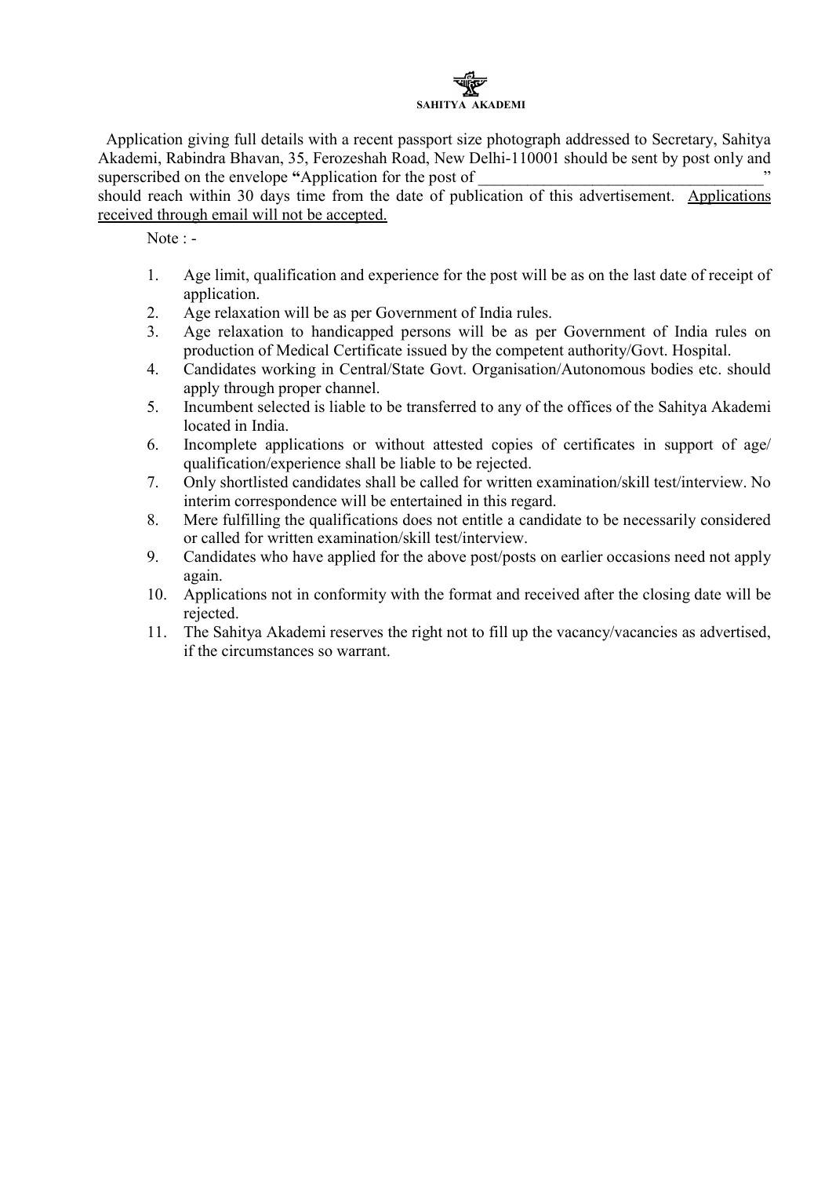**SAHITYA AKADEMI**

Application giving full details with a recent passport size photograph addressed to Secretary, Sahitya Akademi, Rabindra Bhavan, 35, Ferozeshah Road, New Delhi-110001 should be sent by post only and superscribed on the envelope **"**Application for the post of \_\_\_\_\_\_\_\_\_\_\_\_\_\_\_\_\_\_\_\_\_\_\_\_\_\_\_\_\_\_\_\_\_\_\_" should reach within 30 days time from the date of publication of this advertisement. <u>Applications received through email will not be accepted.</u>

Note : -

1. Age limit, qualification and experience for the post will be as on the last date of receipt of application.
2. Age relaxation will be as per Government of India rules.
3. Age relaxation to handicapped persons will be as per Government of India rules on production of Medical Certificate issued by the competent authority/Govt. Hospital.
4. Candidates working in Central/State Govt. Organisation/Autonomous bodies etc. should apply through proper channel.
5. Incumbent selected is liable to be transferred to any of the offices of the Sahitya Akademi located in India.
6. Incomplete applications or without attested copies of certificates in support of age/ qualification/experience shall be liable to be rejected.
7. Only shortlisted candidates shall be called for written examination/skill test/interview. No interim correspondence will be entertained in this regard.
8. Mere fulfilling the qualifications does not entitle a candidate to be necessarily considered or called for written examination/skill test/interview.
9. Candidates who have applied for the above post/posts on earlier occasions need not apply again.
10. Applications not in conformity with the format and received after the closing date will be rejected.
11. The Sahitya Akademi reserves the right not to fill up the vacancy/vacancies as advertised, if the circumstances so warrant.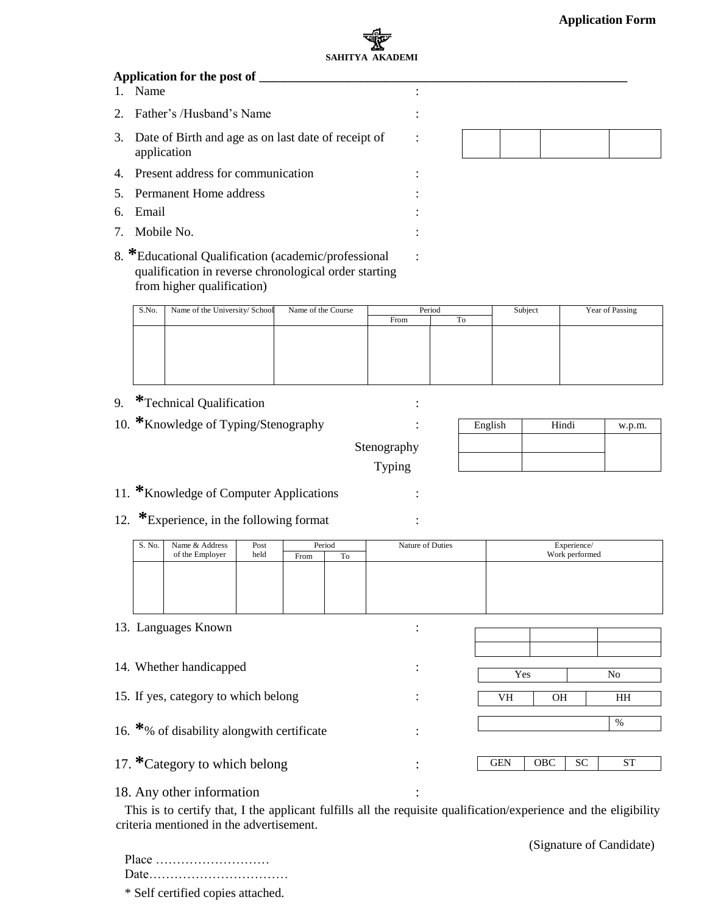**Application Form**

SAHITYA AKADEMI

**Application for the post of \_\_\_\_\_\_\_\_\_\_\_\_\_\_\_\_\_\_\_\_\_\_\_\_\_\_\_\_\_\_\_\_\_\_\_\_\_\_\_\_\_\_\_\_\_\_\_\_\_\_\_\_**

1. Name :
2. Father's /Husband's Name :
3. Date of Birth and age as on last date of receipt of application :

| | | | |
|---|---|---|---|
| | | | |

4. Present address for communication :
5. Permanent Home address :
6. Email :
7. Mobile No. :
8. *Educational Qualification (academic/professional qualification in reverse chronological order starting from higher qualification) :

| S.No. | Name of the University/ School | Name of the Course | Period | | Subject | Year of Passing |
|---|---|---|---|---|---|---|
| | | | From | To | | |
| | | | | | | |

9. *Technical Qualification :
10. *Knowledge of Typing/Stenography :

| | English | Hindi | w.p.m. |
|---|---|---|---|
| Stenography | | | |
| Typing | | | |

11. *Knowledge of Computer Applications :
12. *Experience, in the following format :

| S. No. | Name & Address of the Employer | Post held | Period | | Nature of Duties | Experience/ Work performed |
|---|---|---|---|---|---|---|
| | | | From | To | | |
| | | | | | | |

13. Languages Known :

| | | |
|---|---|---|
| | | |
| | | |

14. Whether handicapped :

| Yes | No |
|---|---|

15. If yes, category to which belong :

| VH | OH | HH |
|---|---|---|

16. *% of disability alongwith certificate :

| | % |
|---|---|

17. *Category to which belong :

| GEN | OBC | SC | ST |
|---|---|---|---|

18. Any other information :

This is to certify that, I the applicant fulfills all the requisite qualification/experience and the eligibility criteria mentioned in the advertisement.

(Signature of Candidate)

Place ………………………

Date……………………………

* Self certified copies attached.